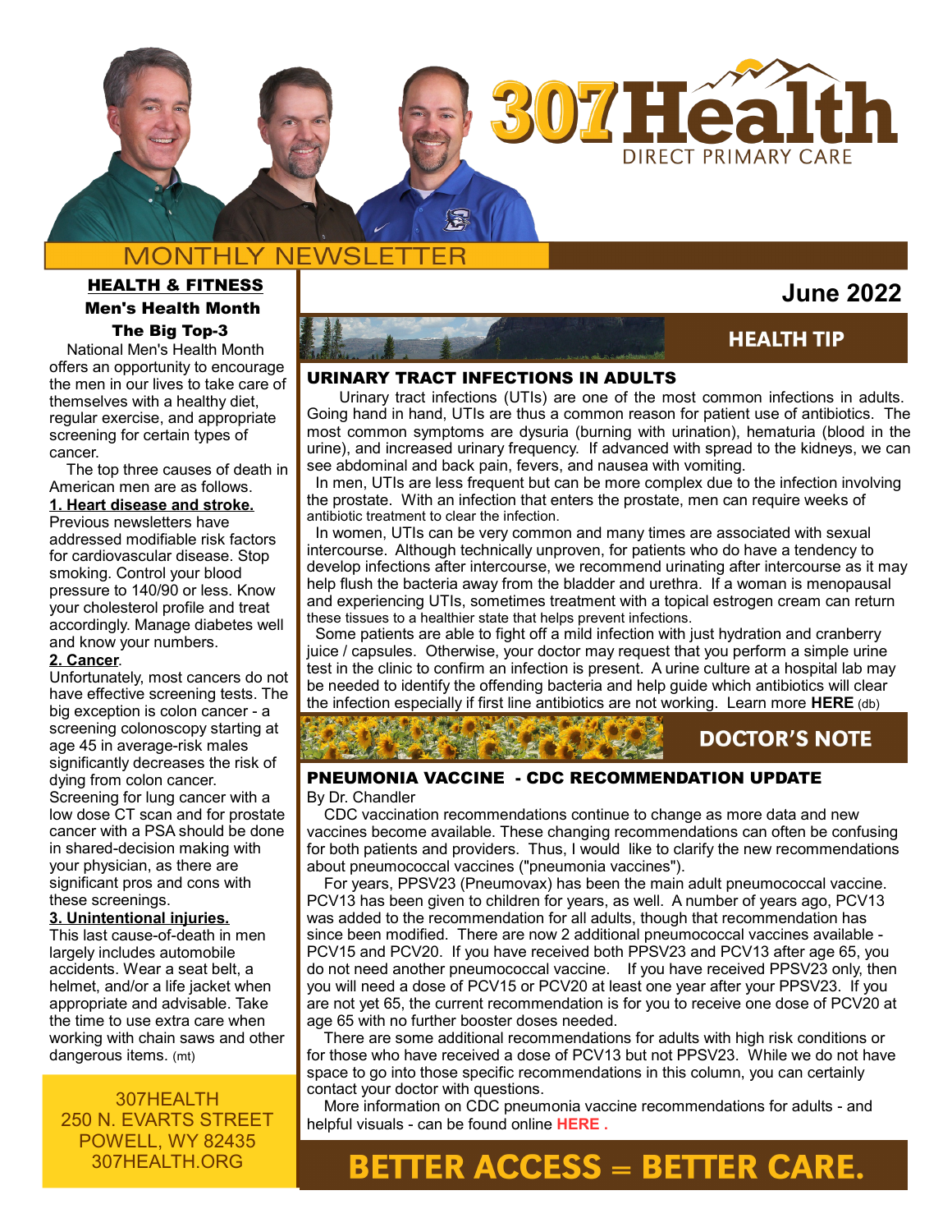# 307Health

DIRECT PRIMARY CARE

MONTHLY NEWSLETTER

**June 2022**

## HEALTH & FITNESS

### Men's Health Month

### The Big Top-3

National Men's Health Month offers an opportunity to encourage the men in our lives to take care of themselves with a healthy diet, regular exercise, and appropriate screening for certain types of cancer.

The top three causes of death in American men are as follows.

**1. Heart disease and stroke.**
Previous newsletters have addressed modifiable risk factors for cardiovascular disease. Stop smoking. Control your blood pressure to 140/90 or less. Know your cholesterol profile and treat accordingly. Manage diabetes well and know your numbers.

**2. Cancer.**
Unfortunately, most cancers do not have effective screening tests. The big exception is colon cancer - a screening colonoscopy starting at age 45 in average-risk males significantly decreases the risk of dying from colon cancer. Screening for lung cancer with a low dose CT scan and for prostate cancer with a PSA should be done in shared-decision making with your physician, as there are significant pros and cons with these screenings.

**3. Unintentional injuries.**
This last cause-of-death in men largely includes automobile accidents. Wear a seat belt, a helmet, and/or a life jacket when appropriate and advisable. Take the time to use extra care when working with chain saws and other dangerous items. (mt)

307HEALTH
250 N. EVARTS STREET
POWELL, WY 82435
307HEALTH.ORG

## HEALTH TIP

### URINARY TRACT INFECTIONS IN ADULTS

Urinary tract infections (UTIs) are one of the most common infections in adults. Going hand in hand, UTIs are thus a common reason for patient use of antibiotics. The most common symptoms are dysuria (burning with urination), hematuria (blood in the urine), and increased urinary frequency. If advanced with spread to the kidneys, we can see abdominal and back pain, fevers, and nausea with vomiting.

In men, UTIs are less frequent but can be more complex due to the infection involving the prostate. With an infection that enters the prostate, men can require weeks of antibiotic treatment to clear the infection.

In women, UTIs can be very common and many times are associated with sexual intercourse. Although technically unproven, for patients who do have a tendency to develop infections after intercourse, we recommend urinating after intercourse as it may help flush the bacteria away from the bladder and urethra. If a woman is menopausal and experiencing UTIs, sometimes treatment with a topical estrogen cream can return these tissues to a healthier state that helps prevent infections.

Some patients are able to fight off a mild infection with just hydration and cranberry juice / capsules. Otherwise, your doctor may request that you perform a simple urine test in the clinic to confirm an infection is present. A urine culture at a hospital lab may be needed to identify the offending bacteria and help guide which antibiotics will clear the infection especially if first line antibiotics are not working. Learn more **HERE** (db)

## DOCTOR'S NOTE

### PNEUMONIA VACCINE - CDC RECOMMENDATION UPDATE

By Dr. Chandler

CDC vaccination recommendations continue to change as more data and new vaccines become available. These changing recommendations can often be confusing for both patients and providers. Thus, I would like to clarify the new recommendations about pneumococcal vaccines ("pneumonia vaccines").

For years, PPSV23 (Pneumovax) has been the main adult pneumococcal vaccine. PCV13 has been given to children for years, as well. A number of years ago, PCV13 was added to the recommendation for all adults, though that recommendation has since been modified. There are now 2 additional pneumococcal vaccines available - PCV15 and PCV20. If you have received both PPSV23 and PCV13 after age 65, you do not need another pneumococcal vaccine. If you have received PPSV23 only, then you will need a dose of PCV15 or PCV20 at least one year after your PPSV23. If you are not yet 65, the current recommendation is for you to receive one dose of PCV20 at age 65 with no further booster doses needed.

There are some additional recommendations for adults with high risk conditions or for those who have received a dose of PCV13 but not PPSV23. While we do not have space to go into those specific recommendations in this column, you can certainly contact your doctor with questions.

More information on CDC pneumonia vaccine recommendations for adults - and helpful visuals - can be found online **HERE .**

**BETTER ACCESS = BETTER CARE.**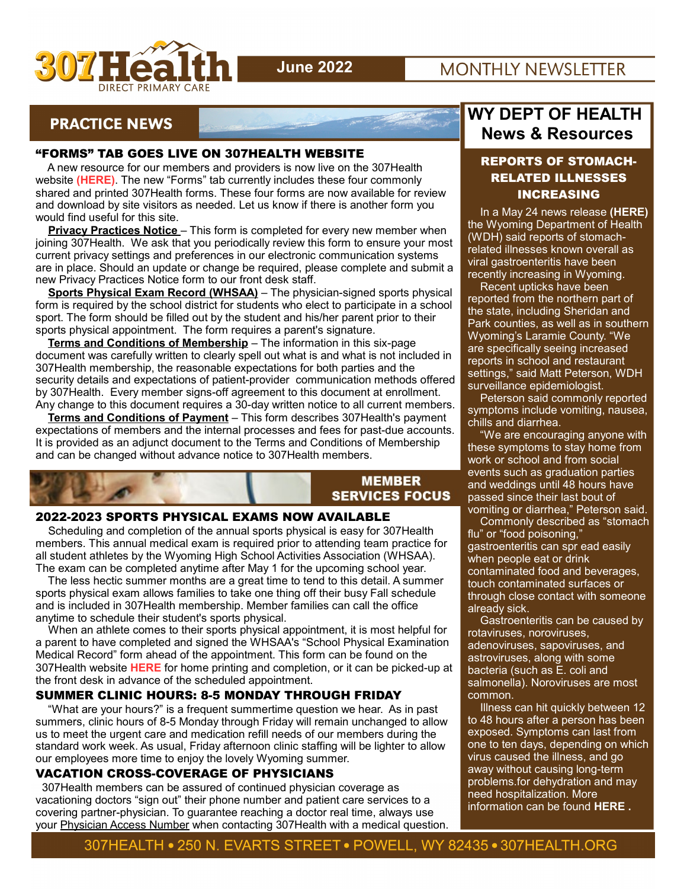307Health DIRECT PRIMARY CARE

June 2022

MONTHLY NEWSLETTER

## PRACTICE NEWS

### "FORMS" TAB GOES LIVE ON 307HEALTH WEBSITE

A new resource for our members and providers is now live on the 307Health website **(HERE)**. The new "Forms" tab currently includes these four commonly shared and printed 307Health forms. These four forms are now available for review and download by site visitors as needed. Let us know if there is another form you would find useful for this site.

**Privacy Practices Notice** – This form is completed for every new member when joining 307Health. We ask that you periodically review this form to ensure your most current privacy settings and preferences in our electronic communication systems are in place. Should an update or change be required, please complete and submit a new Privacy Practices Notice form to our front desk staff.

**Sports Physical Exam Record (WHSAA)** – The physician-signed sports physical form is required by the school district for students who elect to participate in a school sport. The form should be filled out by the student and his/her parent prior to their sports physical appointment. The form requires a parent's signature.

**Terms and Conditions of Membership** – The information in this six-page document was carefully written to clearly spell out what is and what is not included in 307Health membership, the reasonable expectations for both parties and the security details and expectations of patient-provider communication methods offered by 307Health. Every member signs-off agreement to this document at enrollment. Any change to this document requires a 30-day written notice to all current members.

**Terms and Conditions of Payment** – This form describes 307Health's payment expectations of members and the internal processes and fees for past-due accounts. It is provided as an adjunct document to the Terms and Conditions of Membership and can be changed without advance notice to 307Health members.

## MEMBER SERVICES FOCUS

### 2022-2023 SPORTS PHYSICAL EXAMS NOW AVAILABLE

Scheduling and completion of the annual sports physical is easy for 307Health members. This annual medical exam is required prior to attending team practice for all student athletes by the Wyoming High School Activities Association (WHSAA). The exam can be completed anytime after May 1 for the upcoming school year.

The less hectic summer months are a great time to tend to this detail. A summer sports physical exam allows families to take one thing off their busy Fall schedule and is included in 307Health membership. Member families can call the office anytime to schedule their student's sports physical.

When an athlete comes to their sports physical appointment, it is most helpful for a parent to have completed and signed the WHSAA's "School Physical Examination Medical Record" form ahead of the appointment. This form can be found on the 307Health website **HERE** for home printing and completion, or it can be picked-up at the front desk in advance of the scheduled appointment.

### SUMMER CLINIC HOURS: 8-5 MONDAY THROUGH FRIDAY

"What are your hours?" is a frequent summertime question we hear. As in past summers, clinic hours of 8-5 Monday through Friday will remain unchanged to allow us to meet the urgent care and medication refill needs of our members during the standard work week. As usual, Friday afternoon clinic staffing will be lighter to allow our employees more time to enjoy the lovely Wyoming summer.

### VACATION CROSS-COVERAGE OF PHYSICIANS

307Health members can be assured of continued physician coverage as vacationing doctors "sign out" their phone number and patient care services to a covering partner-physician. To guarantee reaching a doctor real time, always use your Physician Access Number when contacting 307Health with a medical question.

## WY DEPT OF HEALTH News & Resources

### REPORTS OF STOMACH-RELATED ILLNESSES INCREASING

In a May 24 news release **(HERE)** the Wyoming Department of Health (WDH) said reports of stomach-related illnesses known overall as viral gastroenteritis have been recently increasing in Wyoming.

Recent upticks have been reported from the northern part of the state, including Sheridan and Park counties, as well as in southern Wyoming's Laramie County. "We are specifically seeing increased reports in school and restaurant settings," said Matt Peterson, WDH surveillance epidemiologist.

Peterson said commonly reported symptoms include vomiting, nausea, chills and diarrhea.

"We are encouraging anyone with these symptoms to stay home from work or school and from social events such as graduation parties and weddings until 48 hours have passed since their last bout of vomiting or diarrhea," Peterson said.

Commonly described as "stomach flu" or "food poisoning," gastroenteritis can spr ead easily when people eat or drink contaminated food and beverages, touch contaminated surfaces or through close contact with someone already sick.

Gastroenteritis can be caused by rotaviruses, noroviruses, adenoviruses, sapoviruses, and astroviruses, along with some bacteria (such as E. coli and salmonella). Noroviruses are most common.

Illness can hit quickly between 12 to 48 hours after a person has been exposed. Symptoms can last from one to ten days, depending on which virus caused the illness, and go away without causing long-term problems.for dehydration and may need hospitalization. More information can be found **HERE .**

307HEALTH • 250 N. EVARTS STREET • POWELL, WY 82435 • 307HEALTH.ORG